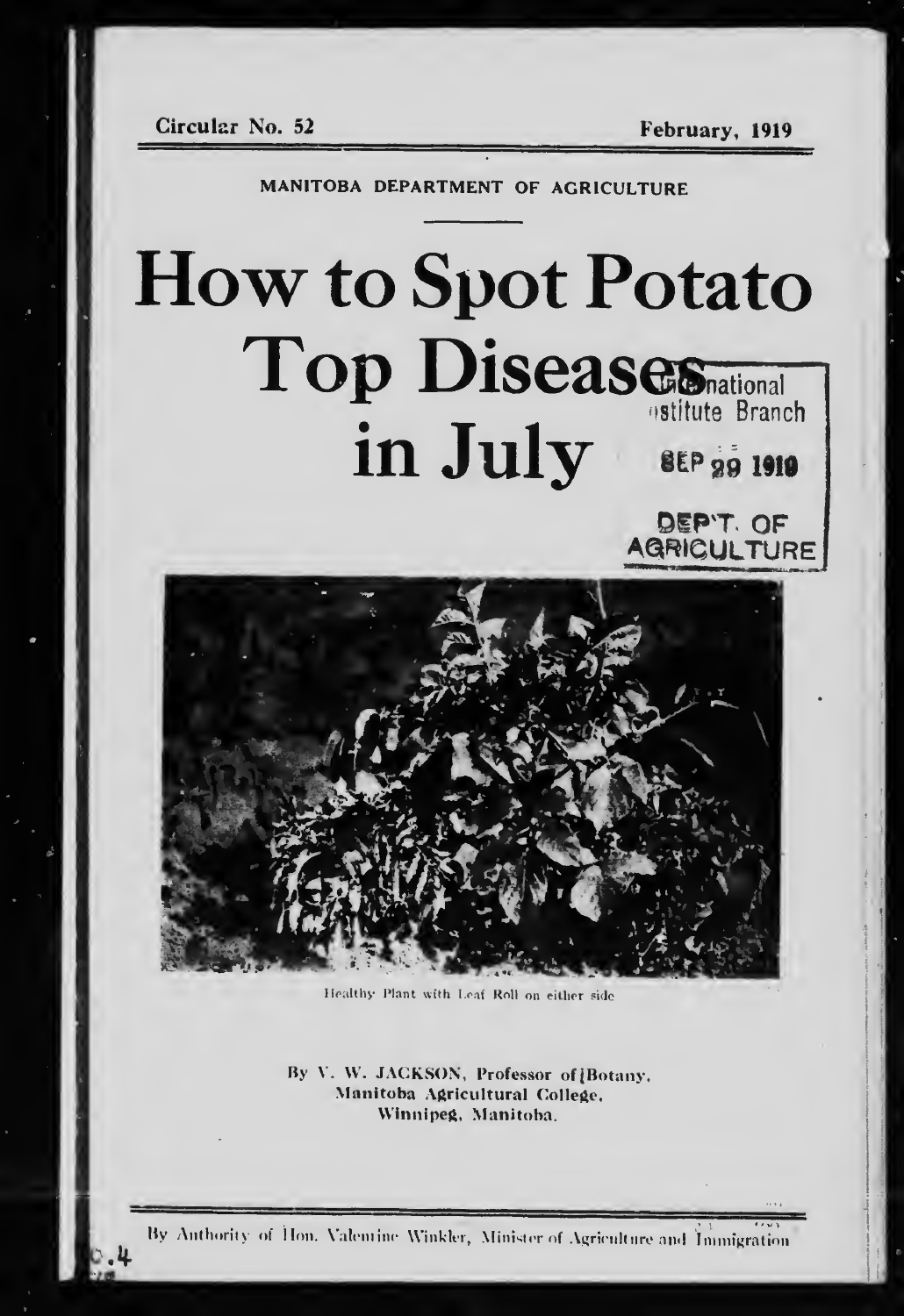Circular No. 52 — February, 1919

MANITOBA DEPARTMENT OF AGRICULTURE

# How to Spot Potato Top Diseases in July

International Institute Branch
SEP 29 1919
DEP'T. OF AGRICULTURE

Healthy Plant with Leaf Roll on either side

By V. W. JACKSON, Professor of Botany,
Manitoba Agricultural College,
Winnipeg, Manitoba.

By Authority of Hon. Valentine Winkler, Minister of Agriculture and Immigration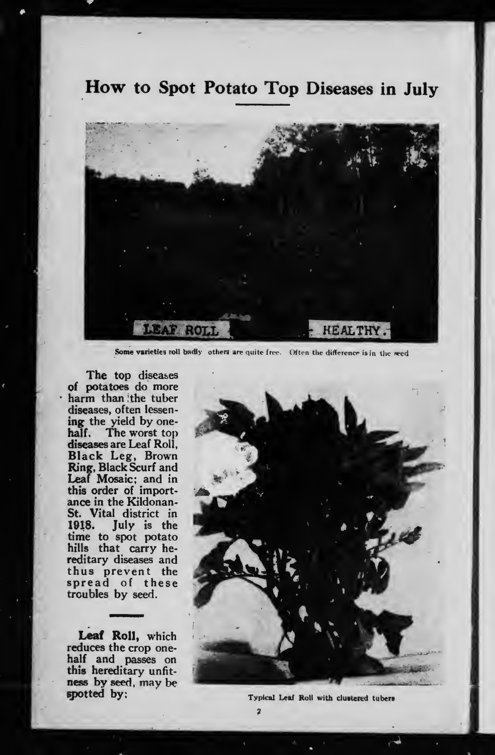# How to Spot Potato Top Diseases in July

LEAF ROLL HEALTHY

Some varieties roll badly others are quite free. Often the difference is in the seed

The top diseases of potatoes do more harm than the tuber diseases, often lessening the yield by one-half. The worst top diseases are Leaf Roll, Black Leg, Brown Ring, Black Scurf and Leaf Mosaic; and in this order of importance in the Kildonan-St. Vital district in 1918. July is the time to spot potato hills that carry hereditary diseases and thus prevent the spread of these troubles by seed.

**Leaf Roll,** which reduces the crop one-half and passes on this hereditary unfitness by seed, may be spotted by:

Typical Leaf Roll with clustered tubers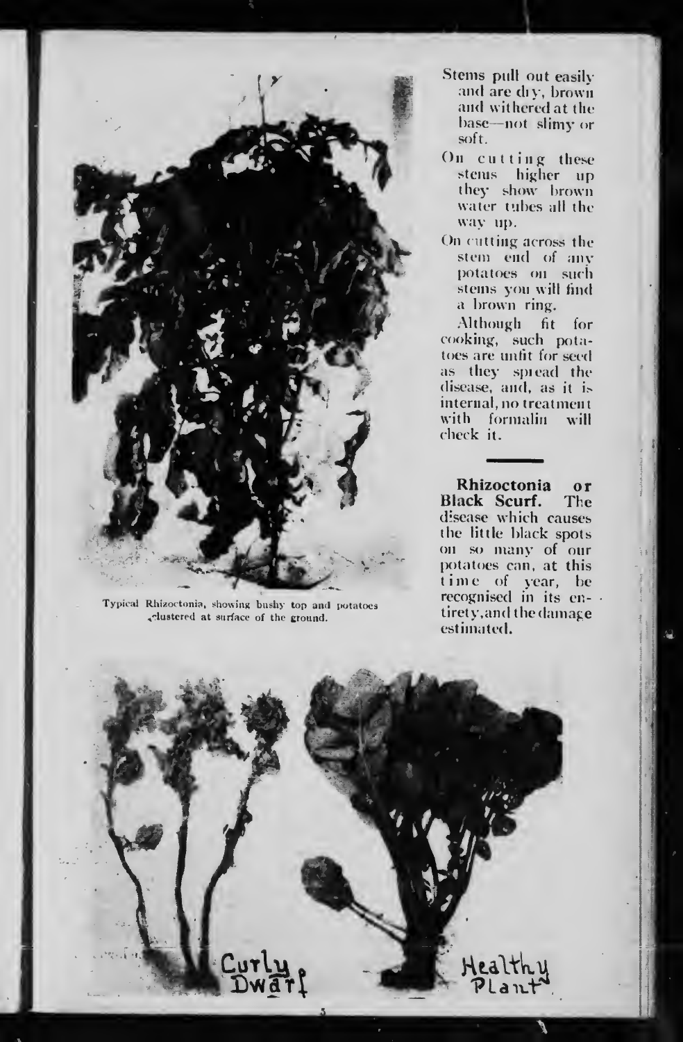Stems pull out easily and are dry, brown and withered at the base—not slimy or soft.

On cutting these stems higher up they show brown water tubes all the way up.

On cutting across the stem end of any potatoes on such stems you will find a brown ring.

Although fit for cooking, such potatoes are unfit for seed as they spread the disease, and, as it is internal, no treatment with formalin will check it.

Typical Rhizoctonia, showing bushy top and potatoes clustered at surface of the ground.

**Rhizoctonia or Black Scurf.** The disease which causes the little black spots on so many of our potatoes can, at this time of year, be recognised in its entirety, and the damage estimated.

Curly Dwarf

Healthy Plant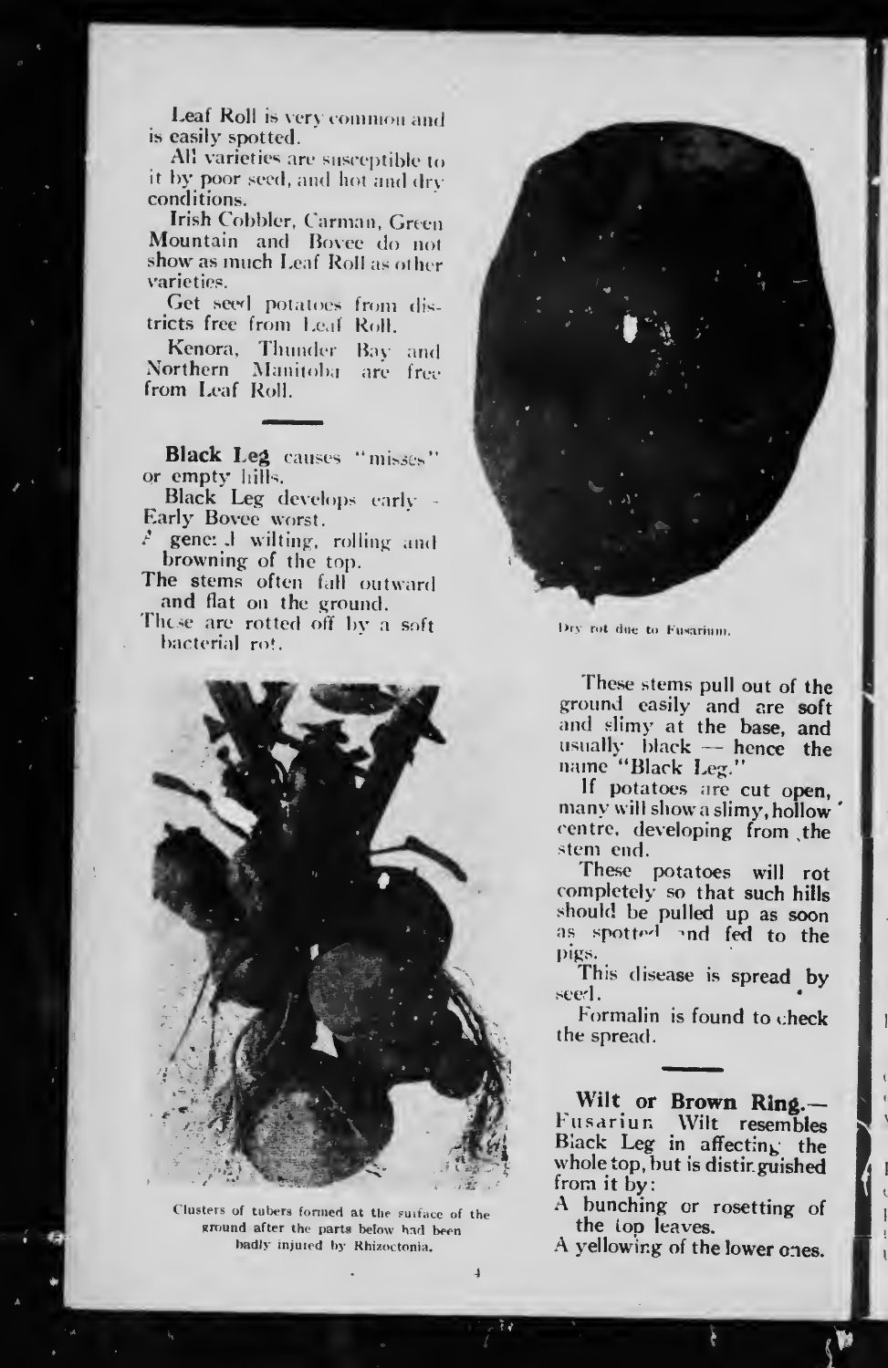Leaf Roll is very common and is easily spotted.

All varieties are susceptible to it by poor seed, and hot and dry conditions.

Irish Cobbler, Carman, Green Mountain and Bovee do not show as much Leaf Roll as other varieties.

Get seed potatoes from districts free from Leaf Roll.

Kenora, Thunder Bay and Northern Manitoba are free from Leaf Roll.

---

**Black Leg** causes "misses" or empty hills.

Black Leg develops early - Early Bovee worst.

A general wilting, rolling and browning of the top.

The stems often fall outward and flat on the ground.

These are rotted off by a soft bacterial rot.

Clusters of tubers formed at the surface of the ground after the parts below had been badly injured by Rhizoctonia.

Dry rot due to Fusarium.

These stems pull out of the ground easily and are soft and slimy at the base, and usually black — hence the name "Black Leg."

If potatoes are cut open, many will show a slimy, hollow centre, developing from the stem end.

These potatoes will rot completely so that such hills should be pulled up as soon as spotted and fed to the pigs.

This disease is spread by seed.

Formalin is found to check the spread.

---

**Wilt or Brown Ring.**— Fusarium Wilt resembles Black Leg in affecting the whole top, but is distinguished from it by:

A bunching or rosetting of the top leaves.

A yellowing of the lower ones.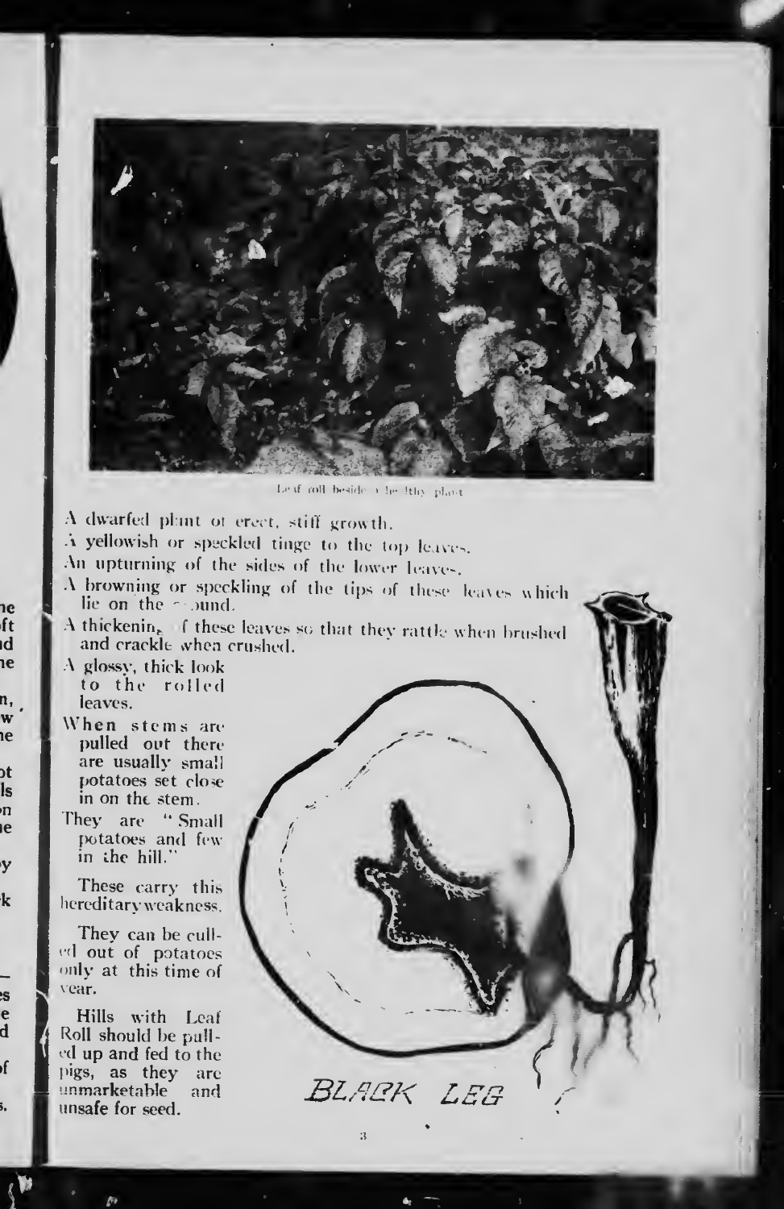Leaf roll beside a healthy plant

A dwarfed plant of erect, stiff growth.

A yellowish or speckled tinge to the top leaves.

An upturning of the sides of the lower leaves.

A browning or speckling of the tips of these leaves which lie on the ground.

A thickening of these leaves so that they rattle when brushed and crackle when crushed.

A glossy, thick look to the rolled leaves.

When stems are pulled out there are usually small potatoes set close in on the stem.

They are "Small potatoes and few in the hill."

These carry this hereditary weakness.

They can be culled out of potatoes only at this time of year.

Hills with Leaf Roll should be pulled up and fed to the pigs, as they are unmarketable and unsafe for seed.

BLACK LEG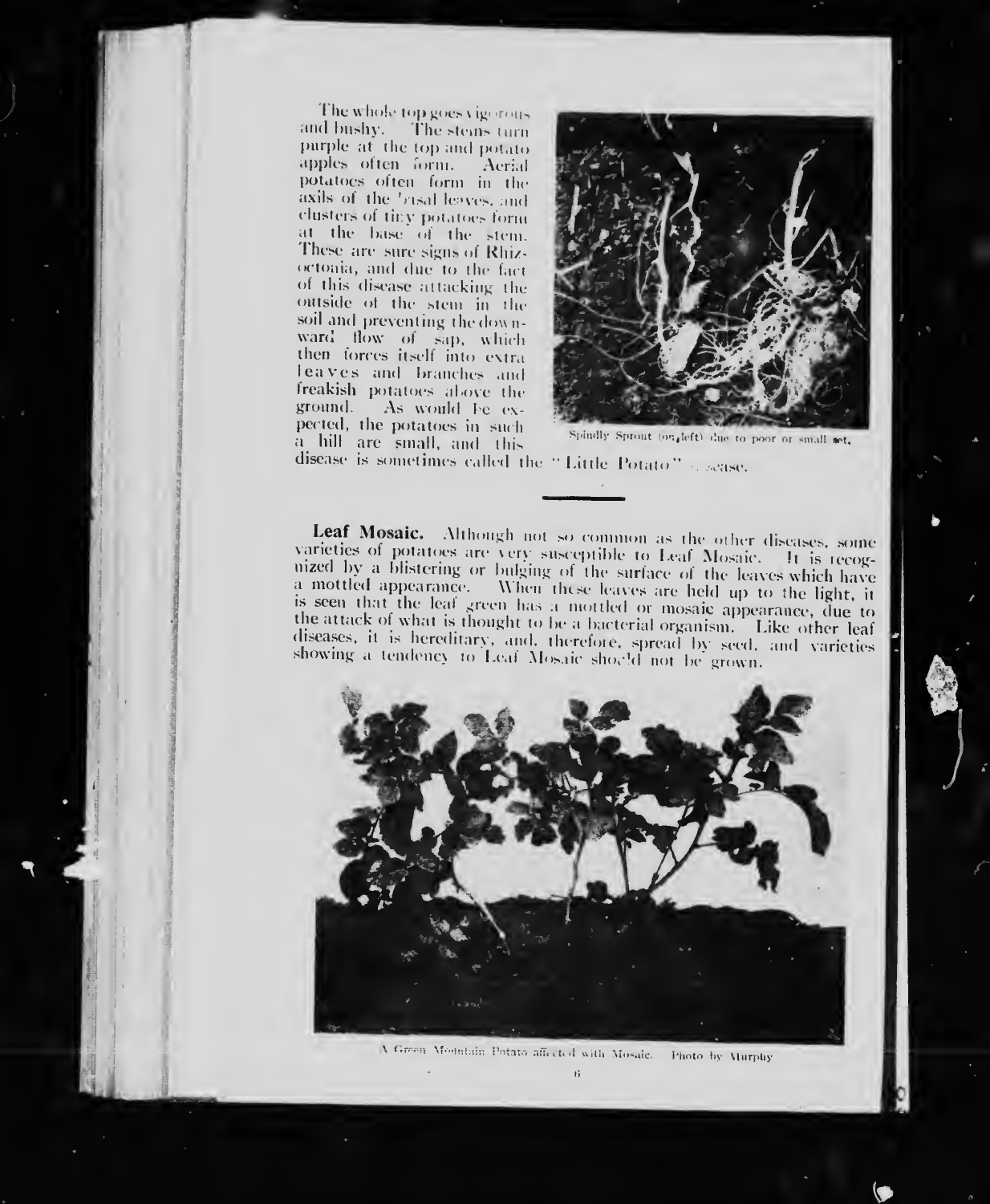The whole top goes vigorous and bushy. The stems turn purple at the top and potato apples often form. Aerial potatoes often form in the axils of the basal leaves, and clusters of tiny potatoes form at the base of the stem. These are sure signs of Rhizoctonia, and due to the fact of this disease attacking the outside of the stem in the soil and preventing the downward flow of sap, which then forces itself into extra leaves and branches and freakish potatoes above the ground. As would be expected, the potatoes in such a hill are small, and this disease is sometimes called the "Little Potato" disease.

Spindly Sprout (on left) due to poor or small set.

---

**Leaf Mosaic.** Although not so common as the other diseases, some varieties of potatoes are very susceptible to Leaf Mosaic. It is recognized by a blistering or bulging of the surface of the leaves which have a mottled appearance. When these leaves are held up to the light, it is seen that the leaf green has a mottled or mosaic appearance, due to the attack of what is thought to be a bacterial organism. Like other leaf diseases, it is hereditary, and, therefore, spread by seed, and varieties showing a tendency to Leaf Mosaic should not be grown.

A Green Mountain Potato affected with Mosaic. Photo by Murphy